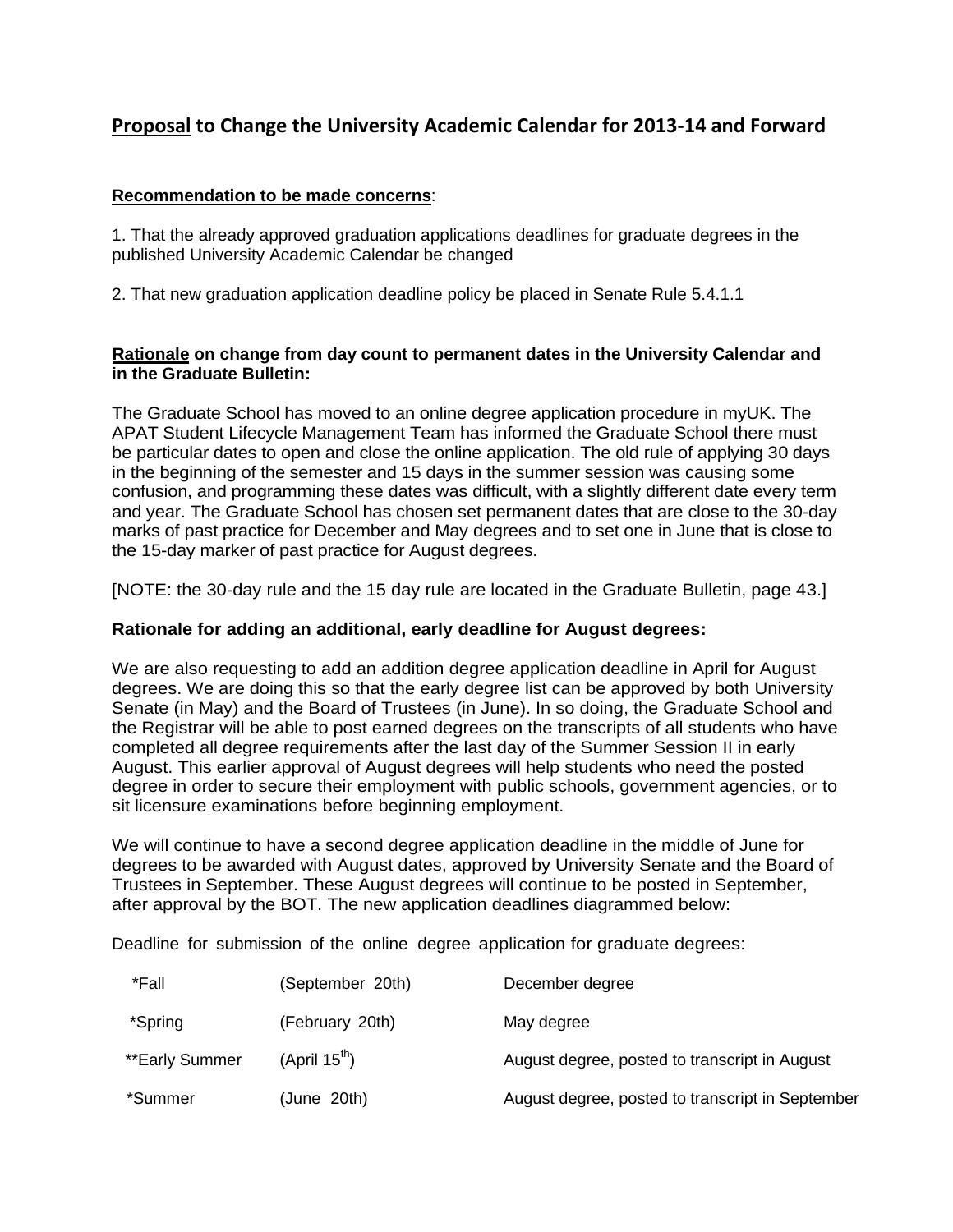# **Proposal** to Change the University Academic Calendar for 2013-14 and Forward

**Recommendation to be made concerns**:

1. That the already approved graduation applications deadlines for graduate degrees in the published University Academic Calendar be changed

2. That new graduation application deadline policy be placed in Senate Rule 5.4.1.1

**Rationale on change from day count to permanent dates in the University Calendar and in the Graduate Bulletin:**

The Graduate School has moved to an online degree application procedure in myUK. The APAT Student Lifecycle Management Team has informed the Graduate School there must be particular dates to open and close the online application. The old rule of applying 30 days in the beginning of the semester and 15 days in the summer session was causing some confusion, and programming these dates was difficult, with a slightly different date every term and year. The Graduate School has chosen set permanent dates that are close to the 30-day marks of past practice for December and May degrees and to set one in June that is close to the 15-day marker of past practice for August degrees.

[NOTE: the 30-day rule and the 15 day rule are located in the Graduate Bulletin, page 43.]

**Rationale for adding an additional, early deadline for August degrees:**

We are also requesting to add an addition degree application deadline in April for August degrees. We are doing this so that the early degree list can be approved by both University Senate (in May) and the Board of Trustees (in June). In so doing, the Graduate School and the Registrar will be able to post earned degrees on the transcripts of all students who have completed all degree requirements after the last day of the Summer Session II in early August. This earlier approval of August degrees will help students who need the posted degree in order to secure their employment with public schools, government agencies, or to sit licensure examinations before beginning employment.

We will continue to have a second degree application deadline in the middle of June for degrees to be awarded with August dates, approved by University Senate and the Board of Trustees in September. These August degrees will continue to be posted in September, after approval by the BOT. The new application deadlines diagrammed below:

Deadline for submission of the online degree application for graduate degrees:

| | | |
|---|---|---|
| *Fall | (September 20th) | December degree |
| *Spring | (February 20th) | May degree |
| **Early Summer | (April 15th) | August degree, posted to transcript in August |
| *Summer | (June 20th) | August degree, posted to transcript in September |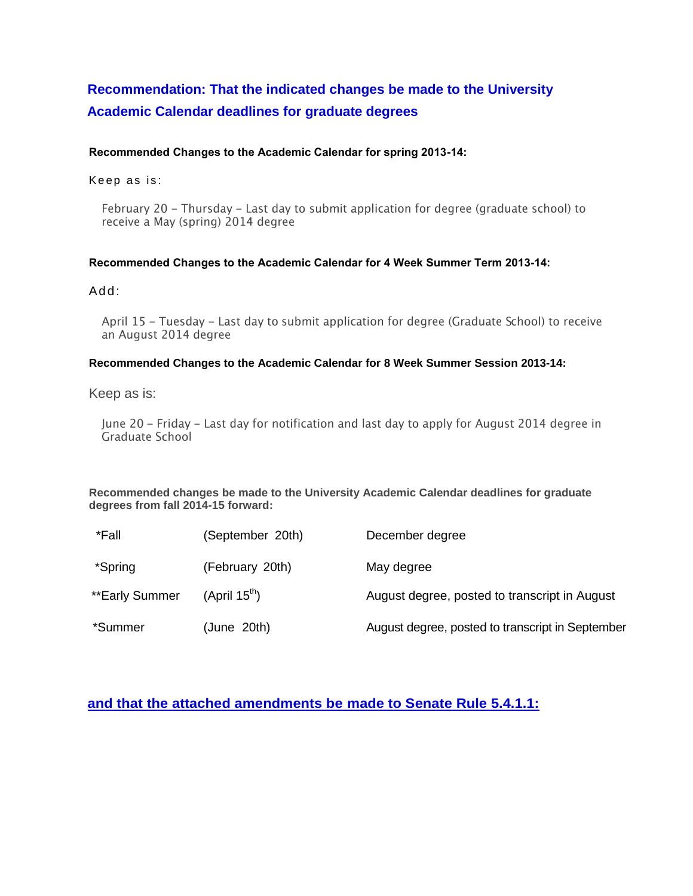## Recommendation: That the indicated changes be made to the University Academic Calendar deadlines for graduate degrees

**Recommended Changes to the Academic Calendar for spring 2013-14:**

Keep as is:

February 20 – Thursday – Last day to submit application for degree (graduate school) to receive a May (spring) 2014 degree

**Recommended Changes to the Academic Calendar for 4 Week Summer Term 2013-14:**

Add:

April 15 – Tuesday – Last day to submit application for degree (Graduate School) to receive an August 2014 degree

**Recommended Changes to the Academic Calendar for 8 Week Summer Session 2013-14:**

Keep as is:

June 20 – Friday – Last day for notification and last day to apply for August 2014 degree in Graduate School

**Recommended changes be made to the University Academic Calendar deadlines for graduate degrees from fall 2014-15 forward:**

| | | |
|---|---|---|
| *Fall | (September 20th) | December degree |
| *Spring | (February 20th) | May degree |
| **Early Summer | (April 15th) | August degree, posted to transcript in August |
| *Summer | (June 20th) | August degree, posted to transcript in September |

**and that the attached amendments be made to Senate Rule 5.4.1.1:**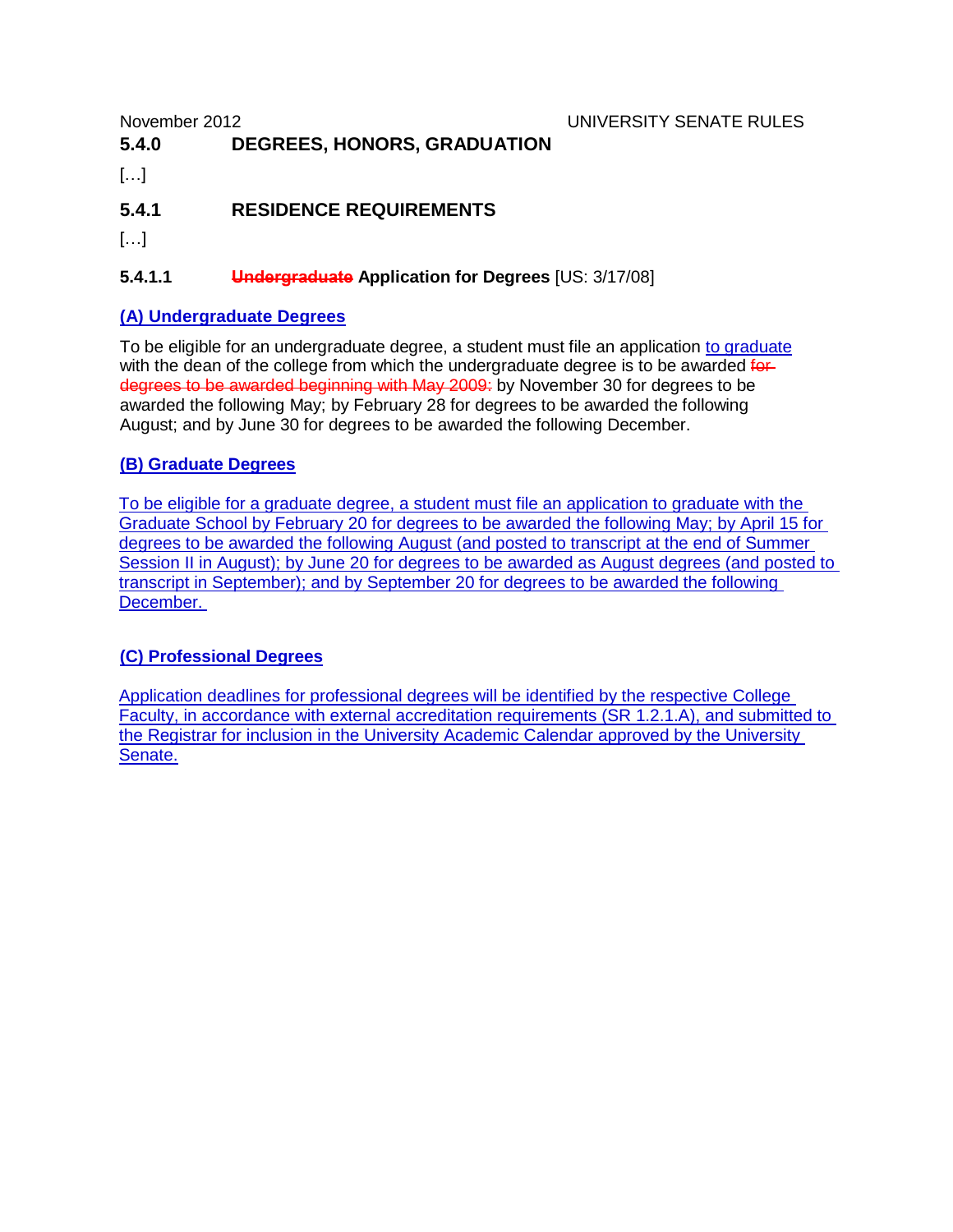November 2012 UNIVERSITY SENATE RULES

## 5.4.0 DEGREES, HONORS, GRADUATION

[…]

## 5.4.1 RESIDENCE REQUIREMENTS

[…]

### 5.4.1.1 ~~Undergraduate~~ Application for Degrees [US: 3/17/08]

**(A) Undergraduate Degrees**

To be eligible for an undergraduate degree, a student must file an application to graduate with the dean of the college from which the undergraduate degree is to be awarded ~~for degrees to be awarded beginning with May 2009:~~ by November 30 for degrees to be awarded the following May; by February 28 for degrees to be awarded the following August; and by June 30 for degrees to be awarded the following December.

**(B) Graduate Degrees**

To be eligible for a graduate degree, a student must file an application to graduate with the Graduate School by February 20 for degrees to be awarded the following May; by April 15 for degrees to be awarded the following August (and posted to transcript at the end of Summer Session II in August); by June 20 for degrees to be awarded as August degrees (and posted to transcript in September); and by September 20 for degrees to be awarded the following December.

**(C) Professional Degrees**

Application deadlines for professional degrees will be identified by the respective College Faculty, in accordance with external accreditation requirements (SR 1.2.1.A), and submitted to the Registrar for inclusion in the University Academic Calendar approved by the University Senate.